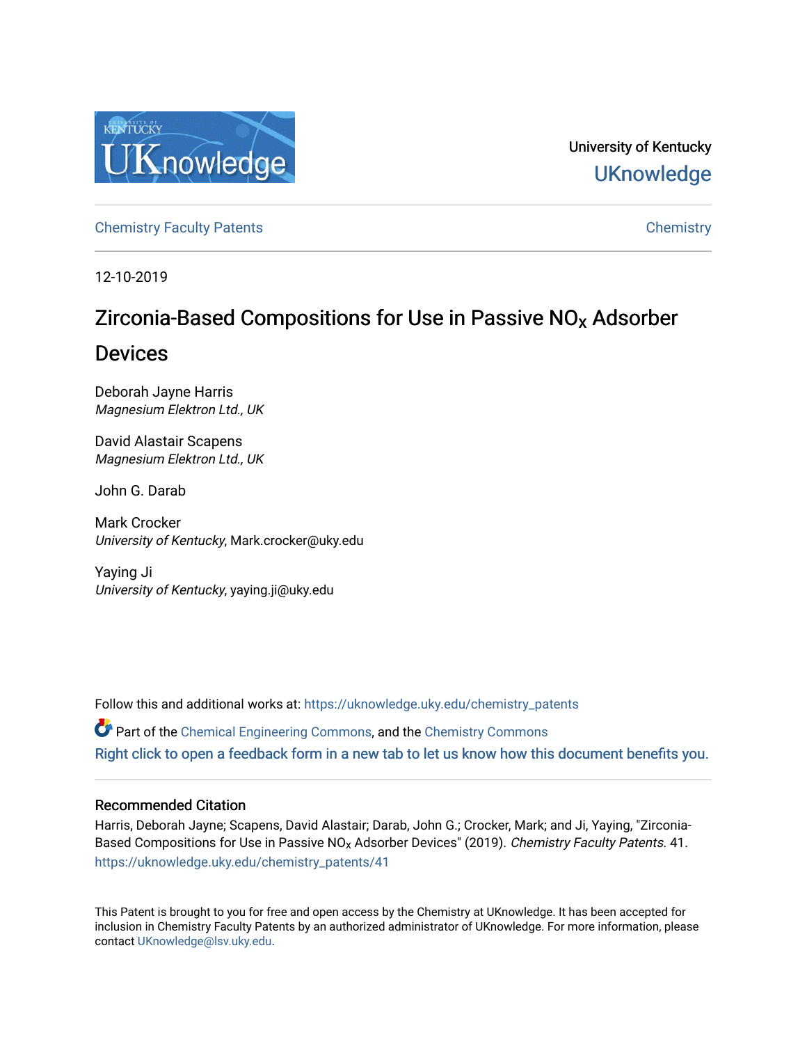University of Kentucky

UKnowledge

Chemistry Faculty Patents

Chemistry

12-10-2019

# Zirconia-Based Compositions for Use in Passive $NO_x$ Adsorber Devices

Deborah Jayne Harris
*Magnesium Elektron Ltd., UK*

David Alastair Scapens
*Magnesium Elektron Ltd., UK*

John G. Darab

Mark Crocker
*University of Kentucky*, Mark.crocker@uky.edu

Yaying Ji
*University of Kentucky*, yaying.ji@uky.edu

Follow this and additional works at: https://uknowledge.uky.edu/chemistry_patents

Part of the Chemical Engineering Commons, and the Chemistry Commons

Right click to open a feedback form in a new tab to let us know how this document benefits you.

## Recommended Citation

Harris, Deborah Jayne; Scapens, David Alastair; Darab, John G.; Crocker, Mark; and Ji, Yaying, "Zirconia-Based Compositions for Use in Passive $NO_x$ Adsorber Devices" (2019). *Chemistry Faculty Patents*. 41.
https://uknowledge.uky.edu/chemistry_patents/41

This Patent is brought to you for free and open access by the Chemistry at UKnowledge. It has been accepted for inclusion in Chemistry Faculty Patents by an authorized administrator of UKnowledge. For more information, please contact UKnowledge@lsv.uky.edu.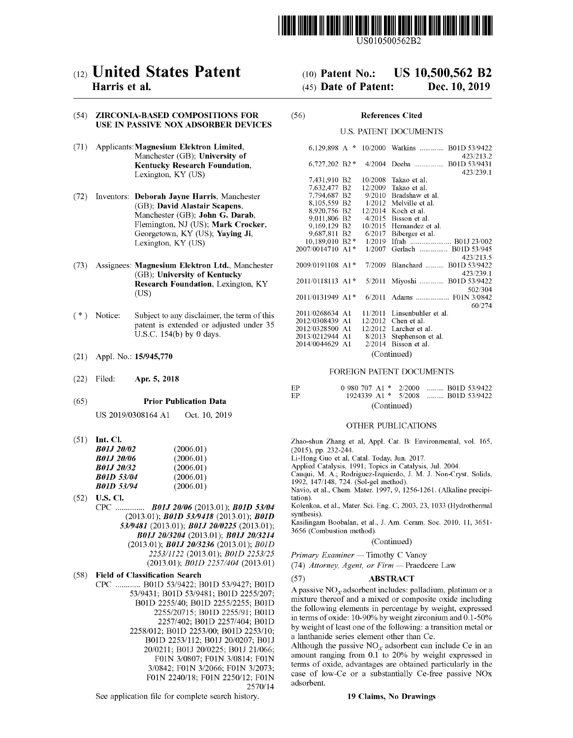US010500562B2

# (12) United States Patent

**Harris et al.**

**(10) Patent No.: US 10,500,562 B2**

**(45) Date of Patent: Dec. 10, 2019**

## (54) ZIRCONIA-BASED COMPOSITIONS FOR USE IN PASSIVE NOX ADSORBER DEVICES

(71) Applicants: **Magnesium Elektron Limited**, Manchester (GB); **University of Kentucky Research Foundation**, Lexington, KY (US)

(72) Inventors: **Deborah Jayne Harris**, Manchester (GB); **David Alastair Scapens**, Manchester (GB); **John G. Darab**, Flemington, NJ (US); **Mark Crocker**, Georgetown, KY (US); **Yaying Ji**, Lexington, KY (US)

(73) Assignees: **Magnesium Elektron Ltd.**, Manchester (GB); **University of Kentucky Research Foundation**, Lexington, KY (US)

( * ) Notice: Subject to any disclaimer, the term of this patent is extended or adjusted under 35 U.S.C. 154(b) by 0 days.

(21) Appl. No.: **15/945,770**

(22) Filed: **Apr. 5, 2018**

(65) **Prior Publication Data**

US 2019/0308164 A1 Oct. 10, 2019

(51) **Int. Cl.**

| | |
|---|---|
| *B01J 20/02* | (2006.01) |
| *B01J 20/06* | (2006.01) |
| *B01J 20/32* | (2006.01) |
| *B01D 53/04* | (2006.01) |
| *B01D 53/94* | (2006.01) |

(52) **U.S. Cl.**

CPC .............. ***B01J 20/06*** (2013.01); ***B01D 53/04*** (2013.01); ***B01D 53/9418*** (2013.01); ***B01D 53/9481*** (2013.01); ***B01J 20/0225*** (2013.01); ***B01J 20/3204*** (2013.01); ***B01J 20/3214*** (2013.01); ***B01J 20/3236*** (2013.01); *B01D 2253/1122* (2013.01); *B01D 2253/25* (2013.01); *B01D 2257/404* (2013.01)

(58) **Field of Classification Search**

CPC ............ B01D 53/9422; B01D 53/9427; B01D 53/9431; B01D 53/9481; B01D 2255/207; B01D 2255/40; B01D 2255/2255; B01D 2255/20715; B01D 2255/91; B01D 2257/402; B01D 2258/012; B01D 2253/00; B01D 2253/10; B01D 2253/112; B01J 20/0207; B01J 20/0211; B01J 20/0225; B01J 21/066; F01N 3/0807; F01N 3/0814; F01N 3/0842; F01N 3/2066; F01N 3/2073; F01N 2240/18; F01N 2250/12; F01N 2570/14

See application file for complete search history.

(56) **References Cited**

U.S. PATENT DOCUMENTS

| | | | |
|---|---|---|---|
| 6,129,898 A * | 10/2000 | Watkins | B01D 53/9422 423/213.2 |
| 6,727,202 B2 * | 4/2004 | Deeba | B01D 53/9431 423/239.1 |
| 7,431,910 B2 | 10/2008 | Takao et al. | |
| 7,632,477 B2 | 12/2009 | Takao et al. | |
| 7,794,687 B2 | 9/2010 | Bradshaw et al. | |
| 8,105,559 B2 | 1/2012 | Melville et al. | |
| 8,920,756 B2 | 12/2014 | Koch et al. | |
| 9,011,806 B2 | 4/2015 | Bisson et al. | |
| 9,169,129 B2 | 10/2015 | Hernandez et al. | |
| 9,687,811 B2 | 6/2017 | Biberger et al. | |
| 10,189,010 B2 * | 1/2019 | Ifrah | B01J 23/002 |
| 2007/0014710 A1 * | 1/2007 | Gerlach | B01D 53/945 423/213.5 |
| 2009/0191108 A1 * | 7/2009 | Blanchard | B01D 53/9422 423/239.1 |
| 2011/0118113 A1 * | 5/2011 | Miyoshi | B01D 53/9422 502/304 |
| 2011/0131949 A1 * | 6/2011 | Adams | F01N 3/0842 60/274 |
| 2011/0268634 A1 | 11/2011 | Linsenbuhler et al. | |
| 2012/0308439 A1 | 12/2012 | Chen et al. | |
| 2012/0328500 A1 | 12/2012 | Larcher et al. | |
| 2013/0212944 A1 | 8/2013 | Stephenson et al. | |
| 2014/0044629 A1 | 2/2014 | Bisson et al. | |

(Continued)

FOREIGN PATENT DOCUMENTS

| | | | |
|---|---|---|---|
| EP | 0 980 707 A1 * | 2/2000 | B01D 53/9422 |
| EP | 1924339 A1 * | 5/2008 | B01D 53/9422 |

(Continued)

OTHER PUBLICATIONS

Zhao-shun Zhang et al, Appl. Cat. B: Environmental, vol. 165, (2015), pp. 232-244.

Li-Hong Guo et al, Catal. Today, Jun. 2017.

Applied Catalysis, 1991; Topics in Catalysis, Jul. 2004.

Cauqui, M. A.; Rodriguez-Izquierdo, J. M. J. Non-Cryst. Solids, 1992, 147/148, 724. (Sol-gel method).

Navio, et al., Chem. Mater. 1997, 9, 1256-1261. (Alkaline precipitation).

Kolenkoa, et al., Mater. Sci. Eng. C, 2003, 23, 1033 (Hydrothermal synthesis).

Kasilingam Boobalan, et al., J. Am. Ceram. Soc. 2010, 11, 3651-3656 (Combustion method).

(Continued)

*Primary Examiner* — Timothy C Vanoy

(74) *Attorney, Agent, or Firm* — Praedcere Law

(57) **ABSTRACT**

A passive $NO_X$ adsorbent includes: palladium, platinum or a mixture thereof and a mixed or composite oxide including the following elements in percentage by weight, expressed in terms of oxide: 10-90% by weight zirconium and 0.1-50% by weight of least one of the following: a transition metal or a lanthanide series element other than Ce.

Although the passive $NO_X$ adsorbent can include Ce in an amount ranging from 0.1 to 20% by weight expressed in terms of oxide, advantages are obtained particularly in the case of low-Ce or a substantially Ce-free passive NOx adsorbent.

**19 Claims, No Drawings**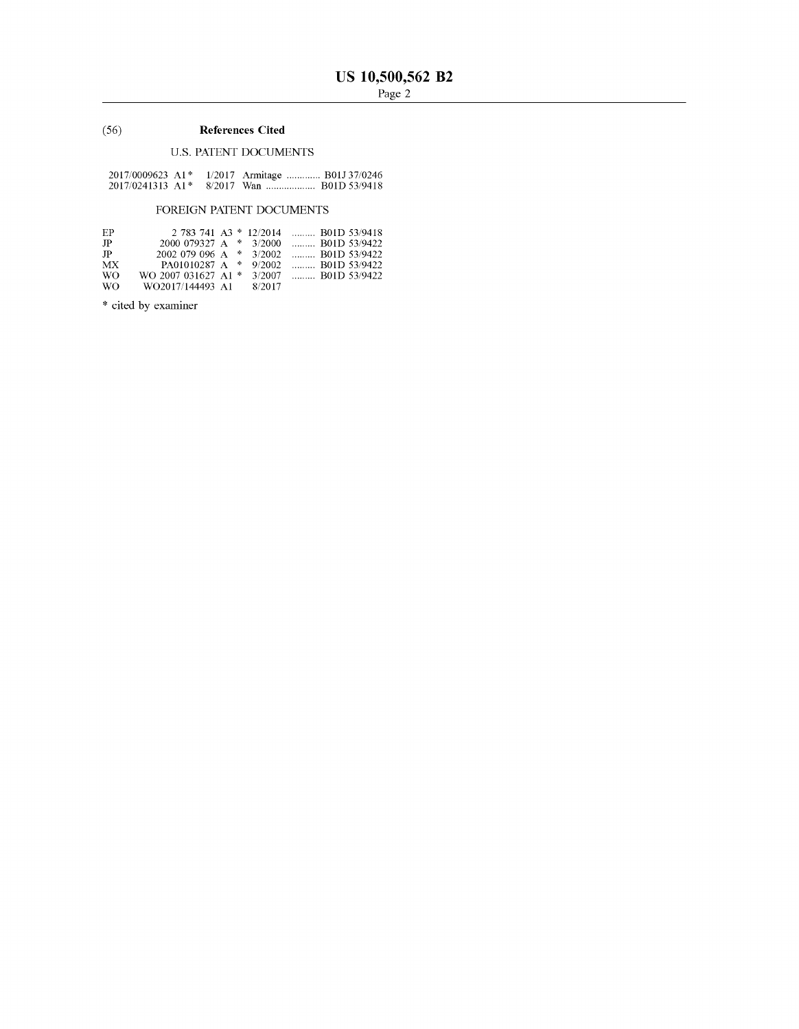(56) **References Cited**

U.S. PATENT DOCUMENTS

2017/0009623 A1* 1/2017 Armitage ............. B01J 37/0246
2017/0241313 A1* 8/2017 Wan ................... B01D 53/9418

FOREIGN PATENT DOCUMENTS

| | | | | |
|---|---|---|---|---|
| EP | 2 783 741 A3 * | 12/2014 | ......... | B01D 53/9418 |
| JP | 2000 079327 A * | 3/2000 | ......... | B01D 53/9422 |
| JP | 2002 079 096 A * | 3/2002 | ......... | B01D 53/9422 |
| MX | PA01010287 A * | 9/2002 | ......... | B01D 53/9422 |
| WO | WO 2007 031627 A1 * | 3/2007 | ......... | B01D 53/9422 |
| WO | WO2017/144493 A1 | 8/2017 | | |

* cited by examiner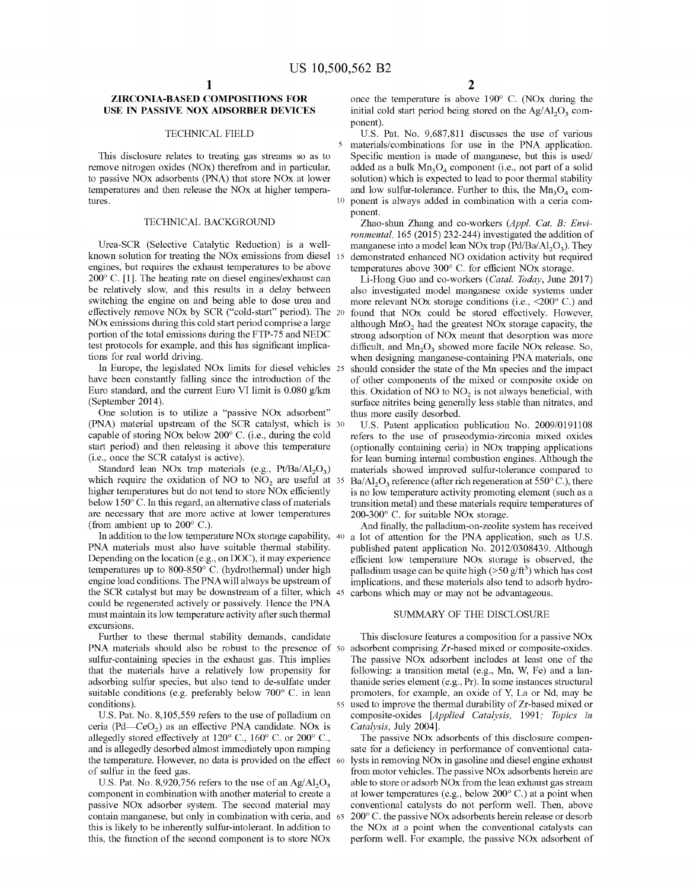# ZIRCONIA-BASED COMPOSITIONS FOR USE IN PASSIVE NOX ADSORBER DEVICES

## TECHNICAL FIELD

This disclosure relates to treating gas streams so as to remove nitrogen oxides (NOx) therefrom and in particular, to passive NOx adsorbents (PNA) that store NOx at lower temperatures and then release the NOx at higher temperatures.

## TECHNICAL BACKGROUND

Urea-SCR (Selective Catalytic Reduction) is a well-known solution for treating the NOx emissions from diesel engines, but requires the exhaust temperatures to be above 200° C. [1]. The heating rate on diesel engines/exhaust can be relatively slow, and this results in a delay between switching the engine on and being able to dose urea and effectively remove NOx by SCR ("cold-start" period). The NOx emissions during this cold start period comprise a large portion of the total emissions during the FTP-75 and NEDC test protocols for example, and this has significant implications for real world driving.

In Europe, the legislated NOx limits for diesel vehicles have been constantly falling since the introduction of the Euro standard, and the current Euro VI limit is 0.080 g/km (September 2014).

One solution is to utilize a "passive NOx adsorbent" (PNA) material upstream of the SCR catalyst, which is capable of storing NOx below 200° C. (i.e., during the cold start period) and then releasing it above this temperature (i.e., once the SCR catalyst is active).

Standard lean NOx trap materials (e.g., $Pt/Ba/Al_2O_3$) which require the oxidation of NO to $NO_2$ are useful at higher temperatures but do not tend to store NOx efficiently below 150° C. In this regard, an alternative class of materials are necessary that are more active at lower temperatures (from ambient up to 200° C.).

In addition to the low temperature NOx storage capability, PNA materials must also have suitable thermal stability. Depending on the location (e.g., on DOC), it may experience temperatures up to 800-850° C. (hydrothermal) under high engine load conditions. The PNA will always be upstream of the SCR catalyst but may be downstream of a filter, which could be regenerated actively or passively. Hence the PNA must maintain its low temperature activity after such thermal excursions.

Further to these thermal stability demands, candidate PNA materials should also be robust to the presence of sulfur-containing species in the exhaust gas. This implies that the materials have a relatively low propensity for adsorbing sulfur species, but also tend to de-sulfate under suitable conditions (e.g. preferably below 700° C. in lean conditions).

U.S. Pat. No. 8,105,559 refers to the use of palladium on ceria (Pd—$CeO_2$) as an effective PNA candidate. NOx is allegedly stored effectively at 120° C., 160° C. or 200° C., and is allegedly desorbed almost immediately upon ramping the temperature. However, no data is provided on the effect of sulfur in the feed gas.

U.S. Pat. No. 8,920,756 refers to the use of an $Ag/Al_2O_3$ component in combination with another material to create a passive NOx adsorber system. The second material may contain manganese, but only in combination with ceria, and this is likely to be inherently sulfur-intolerant. In addition to this, the function of the second component is to store NOx once the temperature is above 190° C. (NOx during the initial cold start period being stored on the $Ag/Al_2O_3$ component).

U.S. Pat. No. 9,687,811 discusses the use of various materials/combinations for use in the PNA application. Specific mention is made of manganese, but this is used/added as a bulk $Mn_3O_4$ component (i.e., not part of a solid solution) which is expected to lead to poor thermal stability and low sulfur-tolerance. Further to this, the $Mn_3O_4$ component is always added in combination with a ceria component.

Zhao-shun Zhang and co-workers (*Appl. Cat. B: Environmental*, 165 (2015) 232-244) investigated the addition of manganese into a model lean NOx trap ($Pd/Ba/Al_2O_3$). They demonstrated enhanced NO oxidation activity but required temperatures above 300° C. for efficient NOx storage.

Li-Hong Guo and co-workers (*Catal. Today*, June 2017) also investigated model manganese oxide systems under more relevant NOx storage conditions (i.e., <200° C.) and found that NOx could be stored effectively. However, although $MnO_2$ had the greatest NOx storage capacity, the strong adsorption of NOx meant that desorption was more difficult, and $Mn_2O_3$ showed more facile NOx release. So, when designing manganese-containing PNA materials, one should consider the state of the Mn species and the impact of other components of the mixed or composite oxide on this. Oxidation of NO to $NO_2$ is not always beneficial, with surface nitrites being generally less stable than nitrates, and thus more easily desorbed.

U.S. Patent application publication No. 2009/0191108 refers to the use of praseodymia-zirconia mixed oxides (optionally containing ceria) in NOx trapping applications for lean burning internal combustion engines. Although the materials showed improved sulfur-tolerance compared to $Ba/Al_2O_3$ reference (after rich regeneration at 550° C.), there is no low temperature activity promoting element (such as a transition metal) and these materials require temperatures of 200-300° C. for suitable NOx storage.

And finally, the palladium-on-zeolite system has received a lot of attention for the PNA application, such as U.S. published patent application No. 2012/0308439. Although efficient low temperature NOx storage is observed, the palladium usage can be quite high (>50 g/ft$^3$) which has cost implications, and these materials also tend to adsorb hydrocarbons which may or may not be advantageous.

## SUMMARY OF THE DISCLOSURE

This disclosure features a composition for a passive NOx adsorbent comprising Zr-based mixed or composite-oxides. The passive NOx adsorbent includes at least one of the following: a transition metal (e.g., Mn, W, Fe) and a lanthanide series element (e.g., Pr). In some instances structural promoters, for example, an oxide of Y, La or Nd, may be used to improve the thermal durability of Zr-based mixed or composite-oxides [*Applied Catalysis*, 1991; *Topics in Catalysis*, July 2004].

The passive NOx adsorbents of this disclosure compensate for a deficiency in performance of conventional catalysts in removing NOx in gasoline and diesel engine exhaust from motor vehicles. The passive NOx adsorbents herein are able to store or adsorb NOx from the lean exhaust gas stream at lower temperatures (e.g., below 200° C.) at a point when conventional catalysts do not perform well. Then, above 200° C. the passive NOx adsorbents herein release or desorb the NOx at a point when the conventional catalysts can perform well. For example, the passive NOx adsorbent of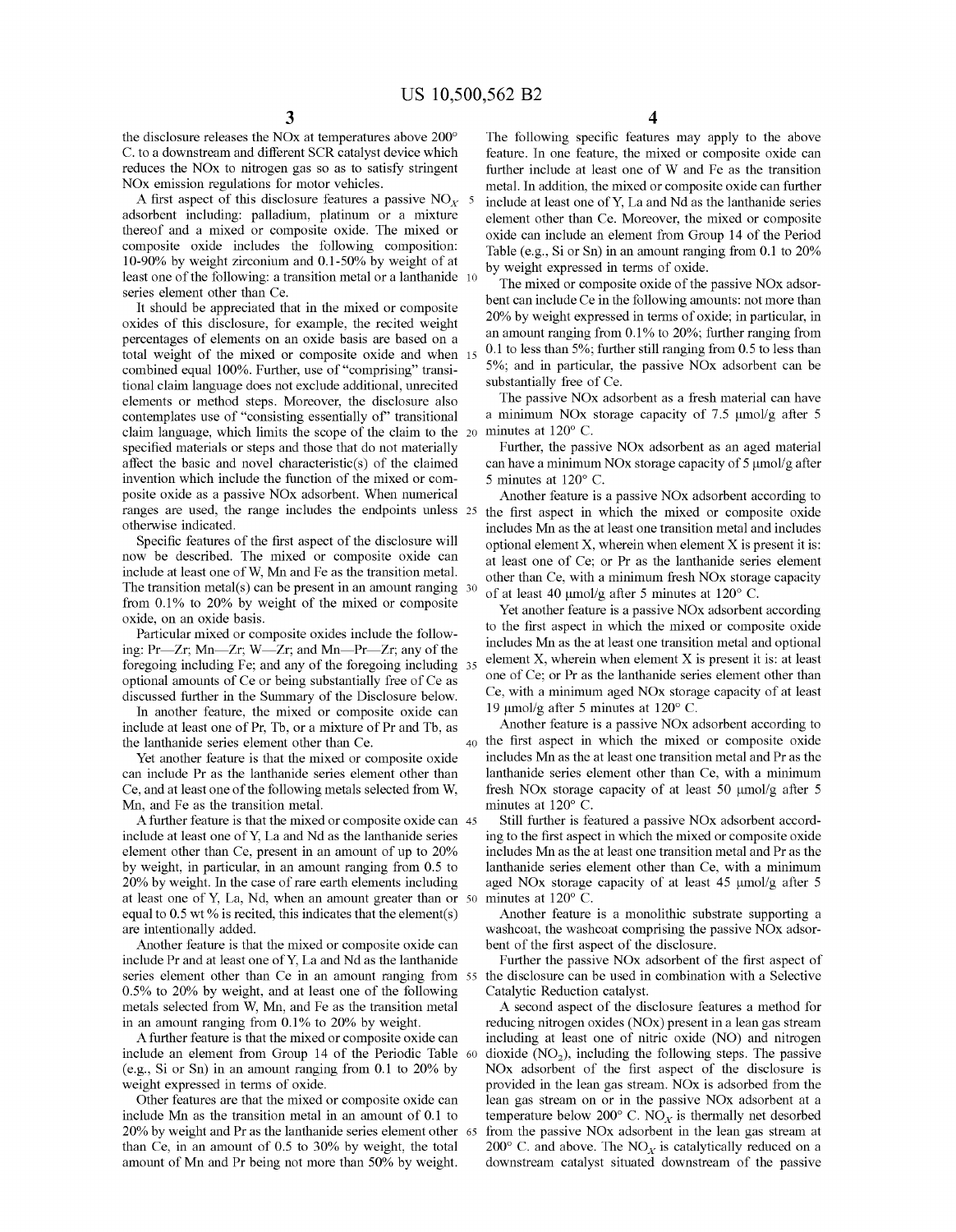the disclosure releases the NOx at temperatures above 200° C. to a downstream and different SCR catalyst device which reduces the NOx to nitrogen gas so as to satisfy stringent NOx emission regulations for motor vehicles.

A first aspect of this disclosure features a passive $NO_X$ adsorbent including: palladium, platinum or a mixture thereof and a mixed or composite oxide. The mixed or composite oxide includes the following composition: 10-90% by weight zirconium and 0.1-50% by weight of at least one of the following: a transition metal or a lanthanide series element other than Ce.

It should be appreciated that in the mixed or composite oxides of this disclosure, for example, the recited weight percentages of elements on an oxide basis are based on a total weight of the mixed or composite oxide and when combined equal 100%. Further, use of "comprising" transitional claim language does not exclude additional, unrecited elements or method steps. Moreover, the disclosure also contemplates use of "consisting essentially of" transitional claim language, which limits the scope of the claim to the specified materials or steps and those that do not materially affect the basic and novel characteristic(s) of the claimed invention which include the function of the mixed or composite oxide as a passive NOx adsorbent. When numerical ranges are used, the range includes the endpoints unless otherwise indicated.

Specific features of the first aspect of the disclosure will now be described. The mixed or composite oxide can include at least one of W, Mn and Fe as the transition metal. The transition metal(s) can be present in an amount ranging from 0.1% to 20% by weight of the mixed or composite oxide, on an oxide basis.

Particular mixed or composite oxides include the following: Pr—Zr; Mn—Zr; W—Zr; and Mn—Pr—Zr; any of the foregoing including Fe; and any of the foregoing including optional amounts of Ce or being substantially free of Ce as discussed further in the Summary of the Disclosure below.

In another feature, the mixed or composite oxide can include at least one of Pr, Tb, or a mixture of Pr and Tb, as the lanthanide series element other than Ce.

Yet another feature is that the mixed or composite oxide can include Pr as the lanthanide series element other than Ce, and at least one of the following metals selected from W, Mn, and Fe as the transition metal.

A further feature is that the mixed or composite oxide can include at least one of Y, La and Nd as the lanthanide series element other than Ce, present in an amount of up to 20% by weight, in particular, in an amount ranging from 0.5 to 20% by weight. In the case of rare earth elements including at least one of Y, La, Nd, when an amount greater than or equal to 0.5 wt % is recited, this indicates that the element(s) are intentionally added.

Another feature is that the mixed or composite oxide can include Pr and at least one of Y, La and Nd as the lanthanide series element other than Ce in an amount ranging from 0.5% to 20% by weight, and at least one of the following metals selected from W, Mn, and Fe as the transition metal in an amount ranging from 0.1% to 20% by weight.

A further feature is that the mixed or composite oxide can include an element from Group 14 of the Periodic Table (e.g., Si or Sn) in an amount ranging from 0.1 to 20% by weight expressed in terms of oxide.

Other features are that the mixed or composite oxide can include Mn as the transition metal in an amount of 0.1 to 20% by weight and Pr as the lanthanide series element other than Ce, in an amount of 0.5 to 30% by weight, the total amount of Mn and Pr being not more than 50% by weight.

The following specific features may apply to the above feature. In one feature, the mixed or composite oxide can further include at least one of W and Fe as the transition metal. In addition, the mixed or composite oxide can further include at least one of Y, La and Nd as the lanthanide series element other than Ce. Moreover, the mixed or composite oxide can include an element from Group 14 of the Period Table (e.g., Si or Sn) in an amount ranging from 0.1 to 20% by weight expressed in terms of oxide.

The mixed or composite oxide of the passive NOx adsorbent can include Ce in the following amounts: not more than 20% by weight expressed in terms of oxide; in particular, in an amount ranging from 0.1% to 20%; further ranging from 0.1 to less than 5%; further still ranging from 0.5 to less than 5%; and in particular, the passive NOx adsorbent can be substantially free of Ce.

The passive NOx adsorbent as a fresh material can have a minimum NOx storage capacity of 7.5 μmol/g after 5 minutes at 120° C.

Further, the passive NOx adsorbent as an aged material can have a minimum NOx storage capacity of 5 μmol/g after 5 minutes at 120° C.

Another feature is a passive NOx adsorbent according to the first aspect in which the mixed or composite oxide includes Mn as the at least one transition metal and includes optional element X, wherein when element X is present it is: at least one of Ce; or Pr as the lanthanide series element other than Ce, with a minimum fresh NOx storage capacity of at least 40 μmol/g after 5 minutes at 120° C.

Yet another feature is a passive NOx adsorbent according to the first aspect in which the mixed or composite oxide includes Mn as the at least one transition metal and optional element X, wherein when element X is present it is: at least one of Ce; or Pr as the lanthanide series element other than Ce, with a minimum aged NOx storage capacity of at least 19 μmol/g after 5 minutes at 120° C.

Another feature is a passive NOx adsorbent according to the first aspect in which the mixed or composite oxide includes Mn as the at least one transition metal and Pr as the lanthanide series element other than Ce, with a minimum fresh NOx storage capacity of at least 50 μmol/g after 5 minutes at 120° C.

Still further is featured a passive NOx adsorbent according to the first aspect in which the mixed or composite oxide includes Mn as the at least one transition metal and Pr as the lanthanide series element other than Ce, with a minimum aged NOx storage capacity of at least 45 μmol/g after 5 minutes at 120° C.

Another feature is a monolithic substrate supporting a washcoat, the washcoat comprising the passive NOx adsorbent of the first aspect of the disclosure.

Further the passive NOx adsorbent of the first aspect of the disclosure can be used in combination with a Selective Catalytic Reduction catalyst.

A second aspect of the disclosure features a method for reducing nitrogen oxides (NOx) present in a lean gas stream including at least one of nitric oxide (NO) and nitrogen dioxide ($NO_2$), including the following steps. The passive NOx adsorbent of the first aspect of the disclosure is provided in the lean gas stream. NOx is adsorbed from the lean gas stream on or in the passive NOx adsorbent at a temperature below 200° C. $NO_X$ is thermally net desorbed from the passive NOx adsorbent in the lean gas stream at 200° C. and above. The $NO_X$ is catalytically reduced on a downstream catalyst situated downstream of the passive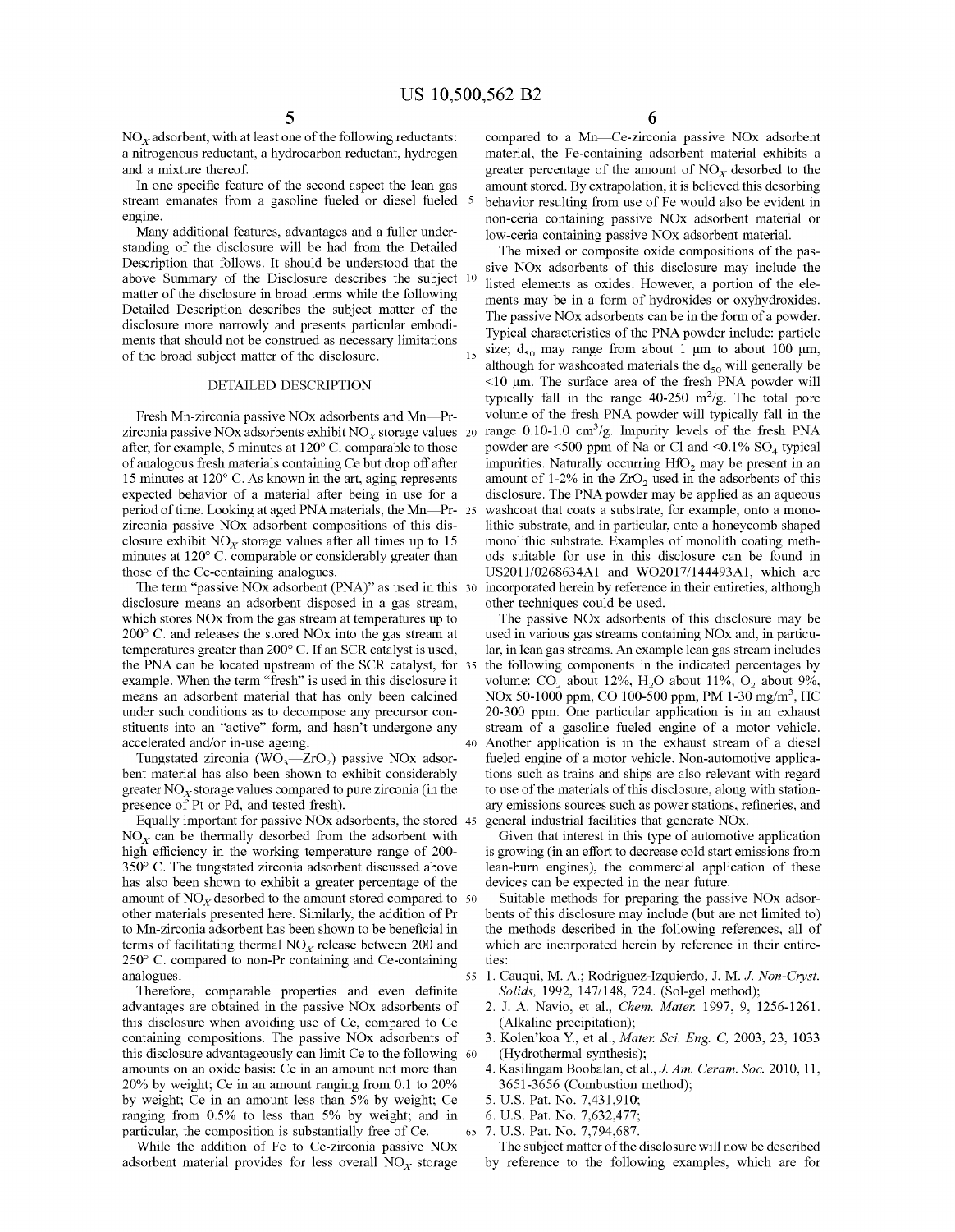$NO_X$ adsorbent, with at least one of the following reductants: a nitrogenous reductant, a hydrocarbon reductant, hydrogen and a mixture thereof.

In one specific feature of the second aspect the lean gas stream emanates from a gasoline fueled or diesel fueled engine.

Many additional features, advantages and a fuller understanding of the disclosure will be had from the Detailed Description that follows. It should be understood that the above Summary of the Disclosure describes the subject matter of the disclosure in broad terms while the following Detailed Description describes the subject matter of the disclosure more narrowly and presents particular embodiments that should not be construed as necessary limitations of the broad subject matter of the disclosure.

## DETAILED DESCRIPTION

Fresh Mn-zirconia passive NOx adsorbents and Mn—Pr-zirconia passive NOx adsorbents exhibit $NO_X$ storage values after, for example, 5 minutes at 120° C. comparable to those of analogous fresh materials containing Ce but drop off after 15 minutes at 120° C. As known in the art, aging represents expected behavior of a material after being in use for a period of time. Looking at aged PNA materials, the Mn—Pr-zirconia passive NOx adsorbent compositions of this disclosure exhibit $NO_X$ storage values after all times up to 15 minutes at 120° C. comparable or considerably greater than those of the Ce-containing analogues.

The term "passive NOx adsorbent (PNA)" as used in this disclosure means an adsorbent disposed in a gas stream, which stores NOx from the gas stream at temperatures up to 200° C. and releases the stored NOx into the gas stream at temperatures greater than 200° C. If an SCR catalyst is used, the PNA can be located upstream of the SCR catalyst, for example. When the term "fresh" is used in this disclosure it means an adsorbent material that has only been calcined under such conditions as to decompose any precursor constituents into an "active" form, and hasn't undergone any accelerated and/or in-use ageing.

Tungstated zirconia ($WO_3$—$ZrO_2$) passive NOx adsorbent material has also been shown to exhibit considerably greater $NO_X$ storage values compared to pure zirconia (in the presence of Pt or Pd, and tested fresh).

Equally important for passive NOx adsorbents, the stored $NO_X$ can be thermally desorbed from the adsorbent with high efficiency in the working temperature range of 200-350° C. The tungstated zirconia adsorbent discussed above has also been shown to exhibit a greater percentage of the amount of $NO_X$ desorbed to the amount stored compared to other materials presented here. Similarly, the addition of Pr to Mn-zirconia adsorbent has been shown to be beneficial in terms of facilitating thermal $NO_X$ release between 200 and 250° C. compared to non-Pr containing and Ce-containing analogues.

Therefore, comparable properties and even definite advantages are obtained in the passive NOx adsorbents of this disclosure when avoiding use of Ce, compared to Ce containing compositions. The passive NOx adsorbents of this disclosure advantageously can limit Ce to the following amounts on an oxide basis: Ce in an amount not more than 20% by weight; Ce in an amount ranging from 0.1 to 20% by weight; Ce in an amount less than 5% by weight; Ce ranging from 0.5% to less than 5% by weight; and in particular, the composition is substantially free of Ce.

While the addition of Fe to Ce-zirconia passive NOx adsorbent material provides for less overall $NO_X$ storage compared to a Mn—Ce-zirconia passive NOx adsorbent material, the Fe-containing adsorbent material exhibits a greater percentage of the amount of $NO_X$ desorbed to the amount stored. By extrapolation, it is believed this desorbing behavior resulting from use of Fe would also be evident in non-ceria containing passive NOx adsorbent material or low-ceria containing passive NOx adsorbent material.

The mixed or composite oxide compositions of the passive NOx adsorbents of this disclosure may include the listed elements as oxides. However, a portion of the elements may be in a form of hydroxides or oxyhydroxides. The passive NOx adsorbents can be in the form of a powder. Typical characteristics of the PNA powder include: particle size; $d_{50}$ may range from about 1 μm to about 100 μm, although for washcoated materials the $d_{50}$ will generally be <10 μm. The surface area of the fresh PNA powder will typically fall in the range 40-250 $m^2/g$. The total pore volume of the fresh PNA powder will typically fall in the range 0.10-1.0 $cm^3/g$. Impurity levels of the fresh PNA powder are <500 ppm of Na or Cl and <0.1% $SO_4$ typical impurities. Naturally occurring $HfO_2$ may be present in an amount of 1-2% in the $ZrO_2$ used in the adsorbents of this disclosure. The PNA powder may be applied as an aqueous washcoat that coats a substrate, for example, onto a monolithic substrate, and in particular, onto a honeycomb shaped monolithic substrate. Examples of monolith coating methods suitable for use in this disclosure can be found in US2011/0268634A1 and WO2017/144493A1, which are incorporated herein by reference in their entireties, although other techniques could be used.

The passive NOx adsorbents of this disclosure may be used in various gas streams containing NOx and, in particular, in lean gas streams. An example lean gas stream includes the following components in the indicated percentages by volume: $CO_2$ about 12%, $H_2O$ about 11%, $O_2$ about 9%, NOx 50-1000 ppm, CO 100-500 ppm, PM 1-30 $mg/m^3$, HC 20-300 ppm. One particular application is in an exhaust stream of a gasoline fueled engine of a motor vehicle. Another application is in the exhaust stream of a diesel fueled engine of a motor vehicle. Non-automotive applications such as trains and ships are also relevant with regard to use of the materials of this disclosure, along with stationary emissions sources such as power stations, refineries, and general industrial facilities that generate NOx.

Given that interest in this type of automotive application is growing (in an effort to decrease cold start emissions from lean-burn engines), the commercial application of these devices can be expected in the near future.

Suitable methods for preparing the passive NOx adsorbents of this disclosure may include (but are not limited to) the methods described in the following references, all of which are incorporated herein by reference in their entireties:

1. Cauqui, M. A.; Rodriguez-Izquierdo, J. M. *J. Non-Cryst. Solids,* 1992, 147/148, 724. (Sol-gel method);
2. J. A. Navio, et al., *Chem. Mater.* 1997, 9, 1256-1261. (Alkaline precipitation);
3. Kolen'koa Y., et al., *Mater. Sci. Eng. C,* 2003, 23, 1033 (Hydrothermal synthesis);
4. Kasilingam Boobalan, et al., *J. Am. Ceram. Soc.* 2010, 11, 3651-3656 (Combustion method);
5. U.S. Pat. No. 7,431,910;
6. U.S. Pat. No. 7,632,477;
7. U.S. Pat. No. 7,794,687.

The subject matter of the disclosure will now be described by reference to the following examples, which are for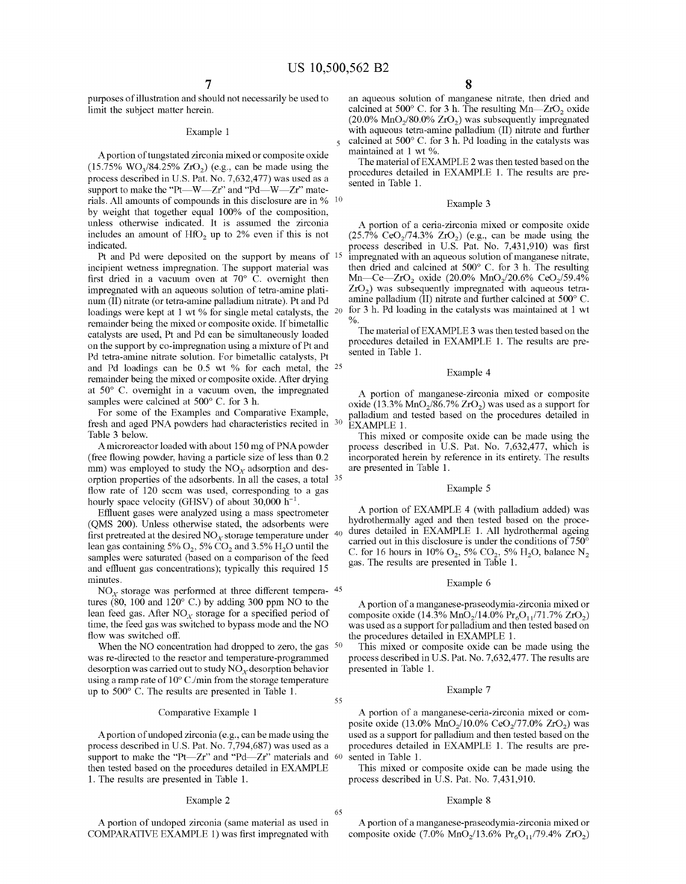purposes of illustration and should not necessarily be used to limit the subject matter herein.

### Example 1

A portion of tungstated zirconia mixed or composite oxide (15.75% $WO_3$/84.25% $ZrO_2$) (e.g., can be made using the process described in U.S. Pat. No. 7,632,477) was used as a support to make the "Pt—W—Zr" and "Pd—W—Zr" materials. All amounts of compounds in this disclosure are in % by weight that together equal 100% of the composition, unless otherwise indicated. It is assumed the zirconia includes an amount of $HfO_2$ up to 2% even if this is not indicated.

Pt and Pd were deposited on the support by means of incipient wetness impregnation. The support material was first dried in a vacuum oven at 70° C. overnight then impregnated with an aqueous solution of tetra-amine platinum (II) nitrate (or tetra-amine palladium nitrate). Pt and Pd loadings were kept at 1 wt % for single metal catalysts, the remainder being the mixed or composite oxide. If bimetallic catalysts are used, Pt and Pd can be simultaneously loaded on the support by co-impregnation using a mixture of Pt and Pd tetra-amine nitrate solution. For bimetallic catalysts, Pt and Pd loadings can be 0.5 wt % for each metal, the remainder being the mixed or composite oxide. After drying at 50° C. overnight in a vacuum oven, the impregnated samples were calcined at 500° C. for 3 h.

For some of the Examples and Comparative Example, fresh and aged PNA powders had characteristics recited in Table 3 below.

A microreactor loaded with about 150 mg of PNA powder (free flowing powder, having a particle size of less than 0.2 mm) was employed to study the $NO_X$ adsorption and desorption properties of the adsorbents. In all the cases, a total flow rate of 120 sccm was used, corresponding to a gas hourly space velocity (GHSV) of about 30,000 $h^{-1}$.

Effluent gases were analyzed using a mass spectrometer (QMS 200). Unless otherwise stated, the adsorbents were first pretreated at the desired $NO_X$ storage temperature under lean gas containing 5% $O_2$, 5% $CO_2$ and 3.5% $H_2O$ until the samples were saturated (based on a comparison of the feed and effluent gas concentrations); typically this required 15 minutes.

$NO_X$ storage was performed at three different temperatures (80, 100 and 120° C.) by adding 300 ppm NO to the lean feed gas. After $NO_X$ storage for a specified period of time, the feed gas was switched to bypass mode and the NO flow was switched off.

When the NO concentration had dropped to zero, the gas was re-directed to the reactor and temperature-programmed desorption was carried out to study $NO_X$ desorption behavior using a ramp rate of 10° C./min from the storage temperature up to 500° C. The results are presented in Table 1.

### Comparative Example 1

A portion of undoped zirconia (e.g., can be made using the process described in U.S. Pat. No. 7,794,687) was used as a support to make the "Pt—Zr" and "Pd—Zr" materials and then tested based on the procedures detailed in EXAMPLE 1. The results are presented in Table 1.

### Example 2

A portion of undoped zirconia (same material as used in COMPARATIVE EXAMPLE 1) was first impregnated with an aqueous solution of manganese nitrate, then dried and calcined at 500° C. for 3 h. The resulting Mn—$ZrO_2$ oxide (20.0% $MnO_2$/80.0% $ZrO_2$) was subsequently impregnated with aqueous tetra-amine palladium (II) nitrate and further calcined at 500° C. for 3 h. Pd loading in the catalysts was maintained at 1 wt %.

The material of EXAMPLE 2 was then tested based on the procedures detailed in EXAMPLE 1. The results are presented in Table 1.

### Example 3

A portion of a ceria-zirconia mixed or composite oxide (25.7% $CeO_2$/74.3% $ZrO_2$) (e.g., can be made using the process described in U.S. Pat. No. 7,431,910) was first impregnated with an aqueous solution of manganese nitrate, then dried and calcined at 500° C. for 3 h. The resulting Mn—Ce—$ZrO_2$ oxide (20.0% $MnO_2$/20.6% $CeO_2$/59.4% $ZrO_2$) was subsequently impregnated with aqueous tetra-amine palladium (II) nitrate and further calcined at 500° C. for 3 h. Pd loading in the catalysts was maintained at 1 wt %.

The material of EXAMPLE 3 was then tested based on the procedures detailed in EXAMPLE 1. The results are presented in Table 1.

### Example 4

A portion of manganese-zirconia mixed or composite oxide (13.3% $MnO_2$/86.7% $ZrO_2$) was used as a support for palladium and tested based on the procedures detailed in EXAMPLE 1.

This mixed or composite oxide can be made using the process described in U.S. Pat. No. 7,632,477, which is incorporated herein by reference in its entirety. The results are presented in Table 1.

### Example 5

A portion of EXAMPLE 4 (with palladium added) was hydrothermally aged and then tested based on the procedures detailed in EXAMPLE 1. All hydrothermal ageing carried out in this disclosure is under the conditions of 750° C. for 16 hours in 10% $O_2$, 5% $CO_2$, 5% $H_2O$, balance $N_2$ gas. The results are presented in Table 1.

### Example 6

A portion of a manganese-praseodymia-zirconia mixed or composite oxide (14.3% $MnO_2$/14.0% $Pr_6O_{11}$/71.7% $ZrO_2$) was used as a support for palladium and then tested based on the procedures detailed in EXAMPLE 1.

This mixed or composite oxide can be made using the process described in U.S. Pat. No. 7,632,477. The results are presented in Table 1.

### Example 7

A portion of a manganese-ceria-zirconia mixed or composite oxide (13.0% $MnO_2$/10.0% $CeO_2$/77.0% $ZrO_2$) was used as a support for palladium and then tested based on the procedures detailed in EXAMPLE 1. The results are presented in Table 1.

This mixed or composite oxide can be made using the process described in U.S. Pat. No. 7,431,910.

### Example 8

A portion of a manganese-praseodymia-zirconia mixed or composite oxide (7.0% $MnO_2$/13.6% $Pr_6O_{11}$/79.4% $ZrO_2$)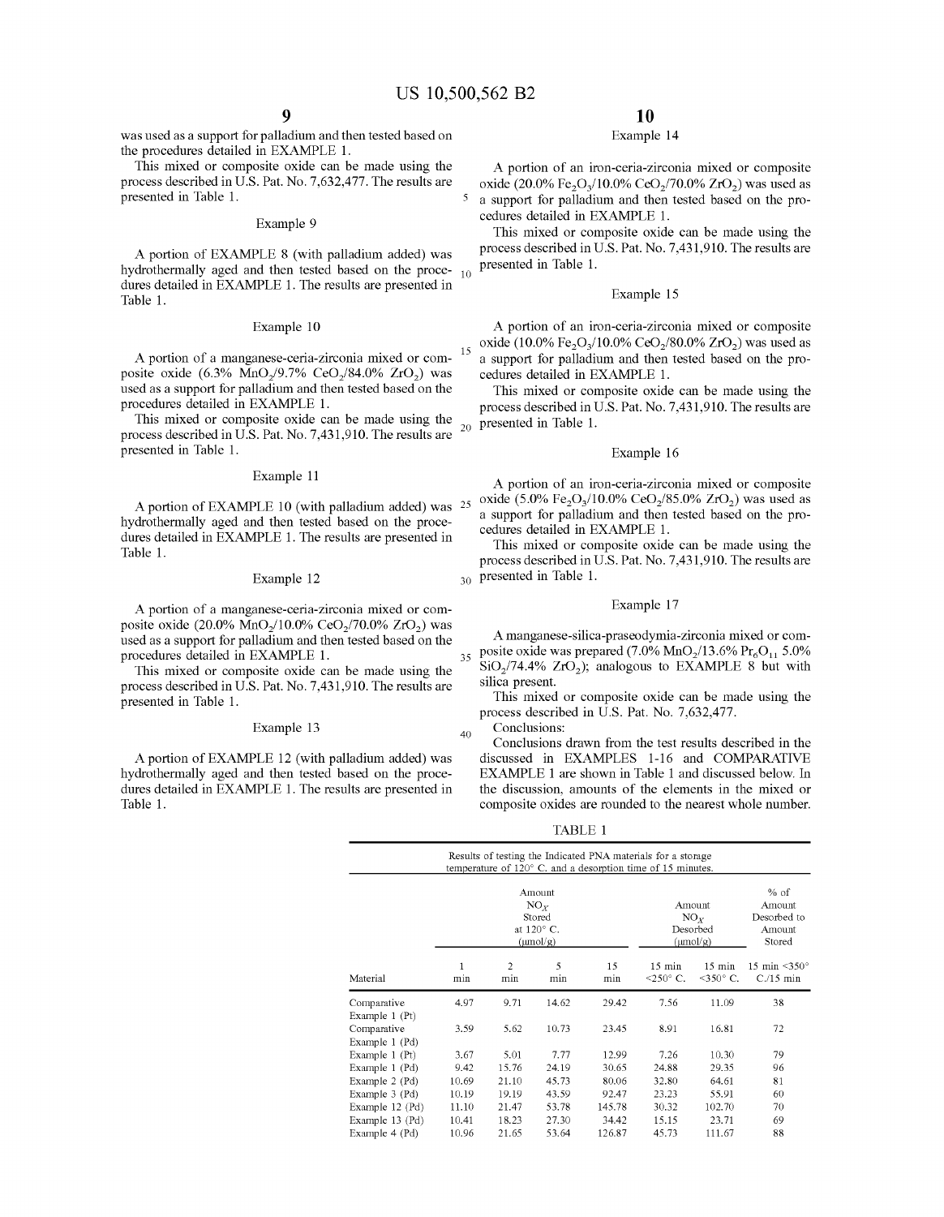was used as a support for palladium and then tested based on the procedures detailed in EXAMPLE 1.

This mixed or composite oxide can be made using the process described in U.S. Pat. No. 7,632,477. The results are presented in Table 1.

### Example 9

A portion of EXAMPLE 8 (with palladium added) was hydrothermally aged and then tested based on the procedures detailed in EXAMPLE 1. The results are presented in Table 1.

### Example 10

A portion of a manganese-ceria-zirconia mixed or composite oxide (6.3% $MnO_2$/9.7% $CeO_2$/84.0% $ZrO_2$) was used as a support for palladium and then tested based on the procedures detailed in EXAMPLE 1.

This mixed or composite oxide can be made using the process described in U.S. Pat. No. 7,431,910. The results are presented in Table 1.

### Example 11

A portion of EXAMPLE 10 (with palladium added) was hydrothermally aged and then tested based on the procedures detailed in EXAMPLE 1. The results are presented in Table 1.

### Example 12

A portion of a manganese-ceria-zirconia mixed or composite oxide (20.0% $MnO_2$/10.0% $CeO_2$/70.0% $ZrO_2$) was used as a support for palladium and then tested based on the procedures detailed in EXAMPLE 1.

This mixed or composite oxide can be made using the process described in U.S. Pat. No. 7,431,910. The results are presented in Table 1.

### Example 13

A portion of EXAMPLE 12 (with palladium added) was hydrothermally aged and then tested based on the procedures detailed in EXAMPLE 1. The results are presented in Table 1.

### Example 14

A portion of an iron-ceria-zirconia mixed or composite oxide (20.0% $Fe_2O_3$/10.0% $CeO_2$/70.0% $ZrO_2$) was used as a support for palladium and then tested based on the procedures detailed in EXAMPLE 1.

This mixed or composite oxide can be made using the process described in U.S. Pat. No. 7,431,910. The results are presented in Table 1.

### Example 15

A portion of an iron-ceria-zirconia mixed or composite oxide (10.0% $Fe_2O_3$/10.0% $CeO_2$/80.0% $ZrO_2$) was used as a support for palladium and then tested based on the procedures detailed in EXAMPLE 1.

This mixed or composite oxide can be made using the process described in U.S. Pat. No. 7,431,910. The results are presented in Table 1.

### Example 16

A portion of an iron-ceria-zirconia mixed or composite oxide (5.0% $Fe_2O_3$/10.0% $CeO_2$/85.0% $ZrO_2$) was used as a support for palladium and then tested based on the procedures detailed in EXAMPLE 1.

This mixed or composite oxide can be made using the process described in U.S. Pat. No. 7,431,910. The results are presented in Table 1.

### Example 17

A manganese-silica-praseodymia-zirconia mixed or composite oxide was prepared (7.0% $MnO_2$/13.6% $Pr_6O_{11}$ 5.0% $SiO_2$/74.4% $ZrO_2$); analogous to EXAMPLE 8 but with silica present.

This mixed or composite oxide can be made using the process described in U.S. Pat. No. 7,632,477.

Conclusions:

Conclusions drawn from the test results described in the discussed in EXAMPLES 1-16 and COMPARATIVE EXAMPLE 1 are shown in Table 1 and discussed below. In the discussion, amounts of the elements in the mixed or composite oxides are rounded to the nearest whole number.

TABLE 1

Results of testing the Indicated PNA materials for a storage temperature of 120° C. and a desorption time of 15 minutes.

| Material | Amount $NO_X$ Stored at 120° C. (μmol/g) | | | | Amount $NO_X$ Desorbed (μmol/g) | | % of Amount Desorbed to Amount Stored |
|---|---|---|---|---|---|---|---|
| | 1 min | 2 min | 5 min | 15 min | 15 min <250° C. | 15 min <350° C. | 15 min <350° C./15 min |
| Comparative Example 1 (Pt) | 4.97 | 9.71 | 14.62 | 29.42 | 7.56 | 11.09 | 38 |
| Comparative Example 1 (Pd) | 3.59 | 5.62 | 10.73 | 23.45 | 8.91 | 16.81 | 72 |
| Example 1 (Pt) | 3.67 | 5.01 | 7.77 | 12.99 | 7.26 | 10.30 | 79 |
| Example 1 (Pd) | 9.42 | 15.76 | 24.19 | 30.65 | 24.88 | 29.35 | 96 |
| Example 2 (Pd) | 10.69 | 21.10 | 45.73 | 80.06 | 32.80 | 64.61 | 81 |
| Example 3 (Pd) | 10.19 | 19.19 | 43.59 | 92.47 | 23.23 | 55.91 | 60 |
| Example 12 (Pd) | 11.10 | 21.47 | 53.78 | 145.78 | 30.32 | 102.70 | 70 |
| Example 13 (Pd) | 10.41 | 18.23 | 27.30 | 34.42 | 15.15 | 23.71 | 69 |
| Example 4 (Pd) | 10.96 | 21.65 | 53.64 | 126.87 | 45.73 | 111.67 | 88 |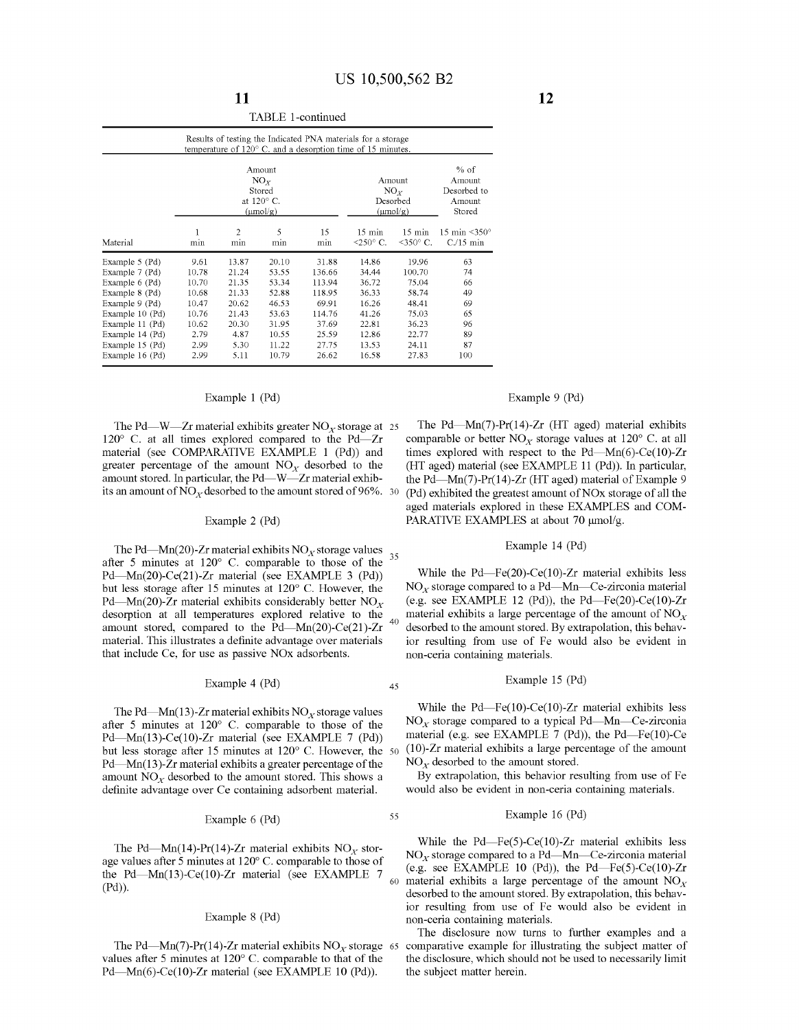TABLE 1-continued

Results of testing the Indicated PNA materials for a storage temperature of 120° C. and a desorption time of 15 minutes.

| Material | Amount $NO_X$ Stored at 120° C. (μmol/g) | | | | Amount $NO_X$ Desorbed (μmol/g) | | % of Amount Desorbed to Amount Stored |
|---|---|---|---|---|---|---|---|
| | 1 min | 2 min | 5 min | 15 min | 15 min <250° C. | 15 min <350° C. | 15 min <350° C./15 min |
| Example 5 (Pd) | 9.61 | 13.87 | 20.10 | 31.88 | 14.86 | 19.96 | 63 |
| Example 7 (Pd) | 10.78 | 21.24 | 53.55 | 136.66 | 34.44 | 100.70 | 74 |
| Example 6 (Pd) | 10.70 | 21.35 | 53.34 | 113.94 | 36.72 | 75.04 | 66 |
| Example 8 (Pd) | 10.68 | 21.33 | 52.88 | 118.95 | 36.33 | 58.74 | 49 |
| Example 9 (Pd) | 10.47 | 20.62 | 46.53 | 69.91 | 16.26 | 48.41 | 69 |
| Example 10 (Pd) | 10.76 | 21.43 | 53.63 | 114.76 | 41.26 | 75.03 | 65 |
| Example 11 (Pd) | 10.62 | 20.30 | 31.95 | 37.69 | 22.81 | 36.23 | 96 |
| Example 14 (Pd) | 2.79 | 4.87 | 10.55 | 25.59 | 12.86 | 22.77 | 89 |
| Example 15 (Pd) | 2.99 | 5.30 | 11.22 | 27.75 | 13.53 | 24.11 | 87 |
| Example 16 (Pd) | 2.99 | 5.11 | 10.79 | 26.62 | 16.58 | 27.83 | 100 |

Example 1 (Pd)

The Pd—W—Zr material exhibits greater $NO_X$ storage at 120° C. at all times explored compared to the Pd—Zr material (see COMPARATIVE EXAMPLE 1 (Pd)) and greater percentage of the amount $NO_X$ desorbed to the amount stored. In particular, the Pd—W—Zr material exhibits an amount of $NO_X$ desorbed to the amount stored of 96%.

Example 2 (Pd)

The Pd—Mn(20)-Zr material exhibits $NO_X$ storage values after 5 minutes at 120° C. comparable to those of the Pd—Mn(20)-Ce(21)-Zr material (see EXAMPLE 3 (Pd)) but less storage after 15 minutes at 120° C. However, the Pd—Mn(20)-Zr material exhibits considerably better $NO_X$ desorption at all temperatures explored relative to the amount stored, compared to the Pd—Mn(20)-Ce(21)-Zr material. This illustrates a definite advantage over materials that include Ce, for use as passive NOx adsorbents.

Example 4 (Pd)

The Pd—Mn(13)-Zr material exhibits $NO_X$ storage values after 5 minutes at 120° C. comparable to those of the Pd—Mn(13)-Ce(10)-Zr material (see EXAMPLE 7 (Pd)) but less storage after 15 minutes at 120° C. However, the Pd—Mn(13)-Zr material exhibits a greater percentage of the amount $NO_X$ desorbed to the amount stored. This shows a definite advantage over Ce containing adsorbent material.

Example 6 (Pd)

The Pd—Mn(14)-Pr(14)-Zr material exhibits $NO_X$ storage values after 5 minutes at 120° C. comparable to those of the Pd—Mn(13)-Ce(10)-Zr material (see EXAMPLE 7 (Pd)).

Example 8 (Pd)

The Pd—Mn(7)-Pr(14)-Zr material exhibits $NO_X$ storage values after 5 minutes at 120° C. comparable to that of the Pd—Mn(6)-Ce(10)-Zr material (see EXAMPLE 10 (Pd)).

Example 9 (Pd)

The Pd—Mn(7)-Pr(14)-Zr (HT aged) material exhibits comparable or better $NO_X$ storage values at 120° C. at all times explored with respect to the Pd—Mn(6)-Ce(10)-Zr (HT aged) material (see EXAMPLE 11 (Pd)). In particular, the Pd—Mn(7)-Pr(14)-Zr (HT aged) material of Example 9 (Pd) exhibited the greatest amount of NOx storage of all the aged materials explored in these EXAMPLES and COMPARATIVE EXAMPLES at about 70 μmol/g.

Example 14 (Pd)

While the Pd—Fe(20)-Ce(10)-Zr material exhibits less $NO_X$ storage compared to a Pd—Mn—Ce-zirconia material (e.g. see EXAMPLE 12 (Pd)), the Pd—Fe(20)-Ce(10)-Zr material exhibits a large percentage of the amount of $NO_X$ desorbed to the amount stored. By extrapolation, this behavior resulting from use of Fe would also be evident in non-ceria containing materials.

Example 15 (Pd)

While the Pd—Fe(10)-Ce(10)-Zr material exhibits less $NO_X$ storage compared to a typical Pd—Mn—Ce-zirconia material (e.g. see EXAMPLE 7 (Pd)), the Pd—Fe(10)-Ce(10)-Zr material exhibits a large percentage of the amount $NO_X$ desorbed to the amount stored.

By extrapolation, this behavior resulting from use of Fe would also be evident in non-ceria containing materials.

Example 16 (Pd)

While the Pd—Fe(5)-Ce(10)-Zr material exhibits less $NO_X$ storage compared to a Pd—Mn—Ce-zirconia material (e.g. see EXAMPLE 10 (Pd)), the Pd—Fe(5)-Ce(10)-Zr material exhibits a large percentage of the amount $NO_X$ desorbed to the amount stored. By extrapolation, this behavior resulting from use of Fe would also be evident in non-ceria containing materials.

The disclosure now turns to further examples and a comparative example for illustrating the subject matter of the disclosure, which should not be used to necessarily limit the subject matter herein.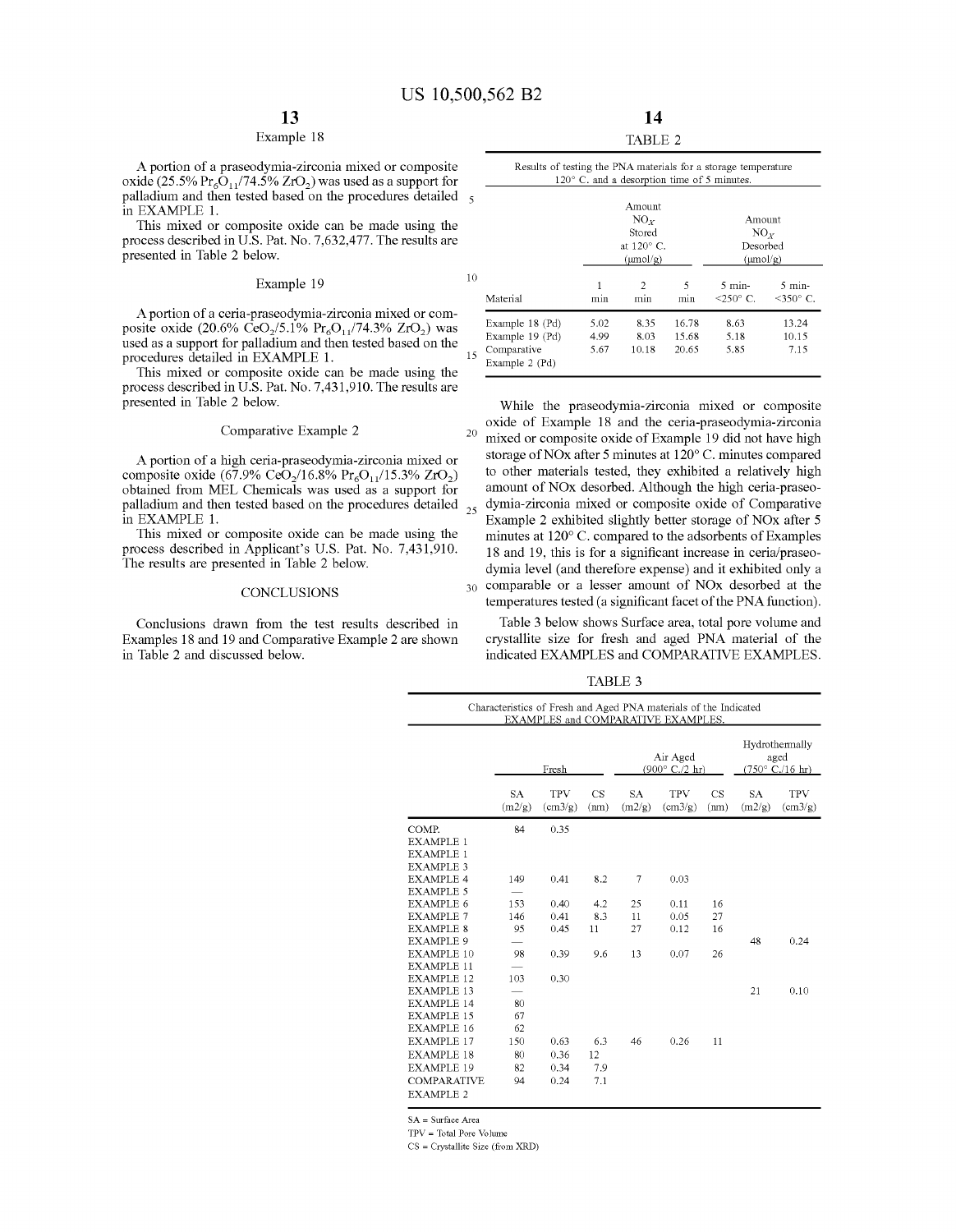### Example 18

A portion of a praseodymia-zirconia mixed or composite oxide (25.5% $Pr_6O_{11}$/74.5% $ZrO_2$) was used as a support for palladium and then tested based on the procedures detailed in EXAMPLE 1.

This mixed or composite oxide can be made using the process described in U.S. Pat. No. 7,632,477. The results are presented in Table 2 below.

### Example 19

A portion of a ceria-praseodymia-zirconia mixed or composite oxide (20.6% $CeO_2$/5.1% $Pr_6O_{11}$/74.3% $ZrO_2$) was used as a support for palladium and then tested based on the procedures detailed in EXAMPLE 1.

This mixed or composite oxide can be made using the process described in U.S. Pat. No. 7,431,910. The results are presented in Table 2 below.

### Comparative Example 2

A portion of a high ceria-praseodymia-zirconia mixed or composite oxide (67.9% $CeO_2$/16.8% $Pr_6O_{11}$/15.3% $ZrO_2$) obtained from MEL Chemicals was used as a support for palladium and then tested based on the procedures detailed in EXAMPLE 1.

This mixed or composite oxide can be made using the process described in Applicant's U.S. Pat. No. 7,431,910. The results are presented in Table 2 below.

### CONCLUSIONS

Conclusions drawn from the test results described in Examples 18 and 19 and Comparative Example 2 are shown in Table 2 and discussed below.

TABLE 2

Results of testing the PNA materials for a storage temperature 120° C. and a desorption time of 5 minutes.

| Material | Amount $NO_X$ Stored at 120° C. (μmol/g) | | | Amount $NO_X$ Desorbed (μmol/g) | |
|---|---|---|---|---|---|
| | 1 min | 2 min | 5 min | 5 min-<250° C. | 5 min-<350° C. |
| Example 18 (Pd) | 5.02 | 8.35 | 16.78 | 8.63 | 13.24 |
| Example 19 (Pd) | 4.99 | 8.03 | 15.68 | 5.18 | 10.15 |
| Comparative Example 2 (Pd) | 5.67 | 10.18 | 20.65 | 5.85 | 7.15 |

While the praseodymia-zirconia mixed or composite oxide of Example 18 and the ceria-praseodymia-zirconia mixed or composite oxide of Example 19 did not have high storage of NOx after 5 minutes at 120° C. minutes compared to other materials tested, they exhibited a relatively high amount of NOx desorbed. Although the high ceria-praseodymia-zirconia mixed or composite oxide of Comparative Example 2 exhibited slightly better storage of NOx after 5 minutes at 120° C. compared to the adsorbents of Examples 18 and 19, this is for a significant increase in ceria/praseodymia level (and therefore expense) and it exhibited only a comparable or a lesser amount of NOx desorbed at the temperatures tested (a significant facet of the PNA function).

Table 3 below shows Surface area, total pore volume and crystallite size for fresh and aged PNA material of the indicated EXAMPLES and COMPARATIVE EXAMPLES.

TABLE 3

Characteristics of Fresh and Aged PNA materials of the Indicated EXAMPLES and COMPARATIVE EXAMPLES.

| | Fresh | | | Air Aged (900° C./2 hr) | | | Hydrothermally aged (750° C./16 hr) | |
|---|---|---|---|---|---|---|---|---|
| | SA (m2/g) | TPV (cm3/g) | CS (nm) | SA (m2/g) | TPV (cm3/g) | CS (nm) | SA (m2/g) | TPV (cm3/g) |
| COMP. EXAMPLE 1 | 84 | 0.35 | | | | | | |
| EXAMPLE 1 | | | | | | | | |
| EXAMPLE 3 | | | | | | | | |
| EXAMPLE 4 | 149 | 0.41 | 8.2 | 7 | 0.03 | | | |
| EXAMPLE 5 | — | | | | | | | |
| EXAMPLE 6 | 153 | 0.40 | 4.2 | 25 | 0.11 | 16 | | |
| EXAMPLE 7 | 146 | 0.41 | 8.3 | 11 | 0.05 | 27 | | |
| EXAMPLE 8 | 95 | 0.45 | 11 | 27 | 0.12 | 16 | | |
| EXAMPLE 9 | — | | | | | | 48 | 0.24 |
| EXAMPLE 10 | 98 | 0.39 | 9.6 | 13 | 0.07 | 26 | | |
| EXAMPLE 11 | — | | | | | | | |
| EXAMPLE 12 | 103 | 0.30 | | | | | | |
| EXAMPLE 13 | — | | | | | | 21 | 0.10 |
| EXAMPLE 14 | 80 | | | | | | | |
| EXAMPLE 15 | 67 | | | | | | | |
| EXAMPLE 16 | 62 | | | | | | | |
| EXAMPLE 17 | 150 | 0.63 | 6.3 | 46 | 0.26 | 11 | | |
| EXAMPLE 18 | 80 | 0.36 | 12 | | | | | |
| EXAMPLE 19 | 82 | 0.34 | 7.9 | | | | | |
| COMPARATIVE EXAMPLE 2 | 94 | 0.24 | 7.1 | | | | | |

SA = Surface Area

TPV = Total Pore Volume

CS = Crystallite Size (from XRD)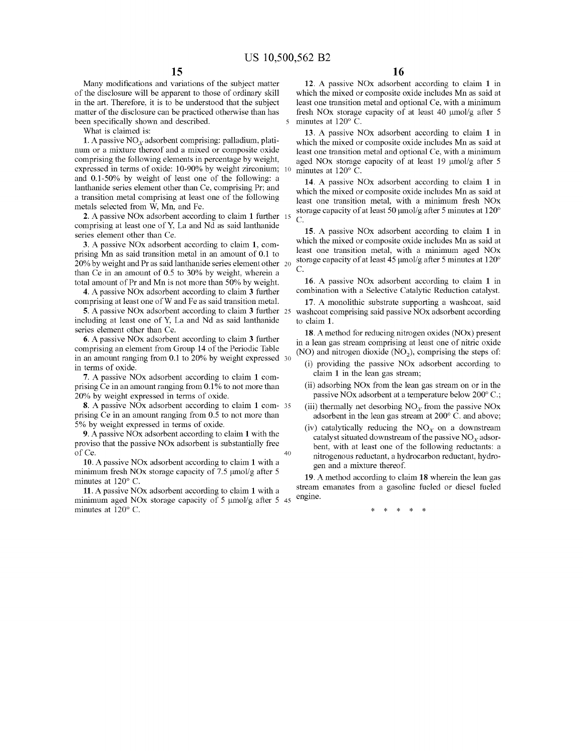Many modifications and variations of the subject matter of the disclosure will be apparent to those of ordinary skill in the art. Therefore, it is to be understood that the subject matter of the disclosure can be practiced otherwise than has been specifically shown and described.

What is claimed is:

1. A passive $NO_X$ adsorbent comprising: palladium, platinum or a mixture thereof and a mixed or composite oxide comprising the following elements in percentage by weight, expressed in terms of oxide: 10-90% by weight zirconium; and 0.1-50% by weight of least one of the following: a lanthanide series element other than Ce, comprising Pr; and a transition metal comprising at least one of the following metals selected from W, Mn, and Fe.

2. A passive NOx adsorbent according to claim 1 further comprising at least one of Y, La and Nd as said lanthanide series element other than Ce.

3. A passive NOx adsorbent according to claim 1, comprising Mn as said transition metal in an amount of 0.1 to 20% by weight and Pr as said lanthanide series element other than Ce in an amount of 0.5 to 30% by weight, wherein a total amount of Pr and Mn is not more than 50% by weight.

4. A passive NOx adsorbent according to claim 3 further comprising at least one of W and Fe as said transition metal.

5. A passive NOx adsorbent according to claim 3 further including at least one of Y, La and Nd as said lanthanide series element other than Ce.

6. A passive NOx adsorbent according to claim 3 further comprising an element from Group 14 of the Periodic Table in an amount ranging from 0.1 to 20% by weight expressed in terms of oxide.

7. A passive NOx adsorbent according to claim 1 comprising Ce in an amount ranging from 0.1% to not more than 20% by weight expressed in terms of oxide.

8. A passive NOx adsorbent according to claim 1 comprising Ce in an amount ranging from 0.5 to not more than 5% by weight expressed in terms of oxide.

9. A passive NOx adsorbent according to claim 1 with the proviso that the passive NOx adsorbent is substantially free of Ce.

10. A passive NOx adsorbent according to claim 1 with a minimum fresh NOx storage capacity of 7.5 μmol/g after 5 minutes at 120° C.

11. A passive NOx adsorbent according to claim 1 with a minimum aged NOx storage capacity of 5 μmol/g after 5 minutes at 120° C.

12. A passive NOx adsorbent according to claim 1 in which the mixed or composite oxide includes Mn as said at least one transition metal and optional Ce, with a minimum fresh NOx storage capacity of at least 40 μmol/g after 5 minutes at 120° C.

13. A passive NOx adsorbent according to claim 1 in which the mixed or composite oxide includes Mn as said at least one transition metal and optional Ce, with a minimum aged NOx storage capacity of at least 19 μmol/g after 5 minutes at 120° C.

14. A passive NOx adsorbent according to claim 1 in which the mixed or composite oxide includes Mn as said at least one transition metal, with a minimum fresh NOx storage capacity of at least 50 μmol/g after 5 minutes at 120° C.

15. A passive NOx adsorbent according to claim 1 in which the mixed or composite oxide includes Mn as said at least one transition metal, with a minimum aged NOx storage capacity of at least 45 μmol/g after 5 minutes at 120° C.

16. A passive NOx adsorbent according to claim 1 in combination with a Selective Catalytic Reduction catalyst.

17. A monolithic substrate supporting a washcoat, said washcoat comprising said passive NOx adsorbent according to claim 1.

18. A method for reducing nitrogen oxides (NOx) present in a lean gas stream comprising at least one of nitric oxide (NO) and nitrogen dioxide ($NO_2$), comprising the steps of:

(i) providing the passive NOx adsorbent according to claim 1 in the lean gas stream;

(ii) adsorbing NOx from the lean gas stream on or in the passive NOx adsorbent at a temperature below 200° C.;

(iii) thermally net desorbing $NO_X$ from the passive NOx adsorbent in the lean gas stream at 200° C. and above;

(iv) catalytically reducing the $NO_X$ on a downstream catalyst situated downstream of the passive $NO_X$ adsorbent, with at least one of the following reductants: a nitrogenous reductant, a hydrocarbon reductant, hydrogen and a mixture thereof.

19. A method according to claim 18 wherein the lean gas stream emanates from a gasoline fueled or diesel fueled engine.

* * * * *